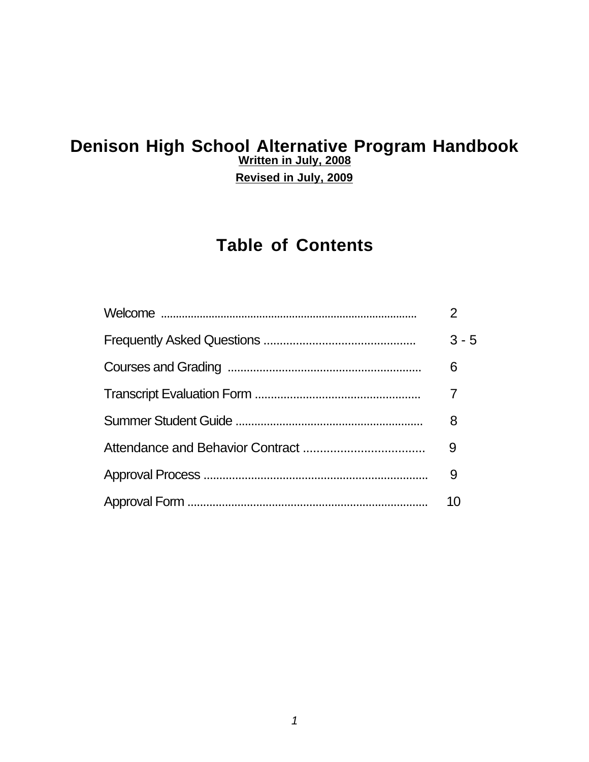# Denison High School Alternative Program Handbook

**Written in July, 2008**

**Revised in July, 2009**

## Table of Contents

| | |
|---|---|
| Welcome | 2 |
| Frequently Asked Questions | 3 - 5 |
| Courses and Grading | 6 |
| Transcript Evaluation Form | 7 |
| Summer Student Guide | 8 |
| Attendance and Behavior Contract | 9 |
| Approval Process | 9 |
| Approval Form | 10 |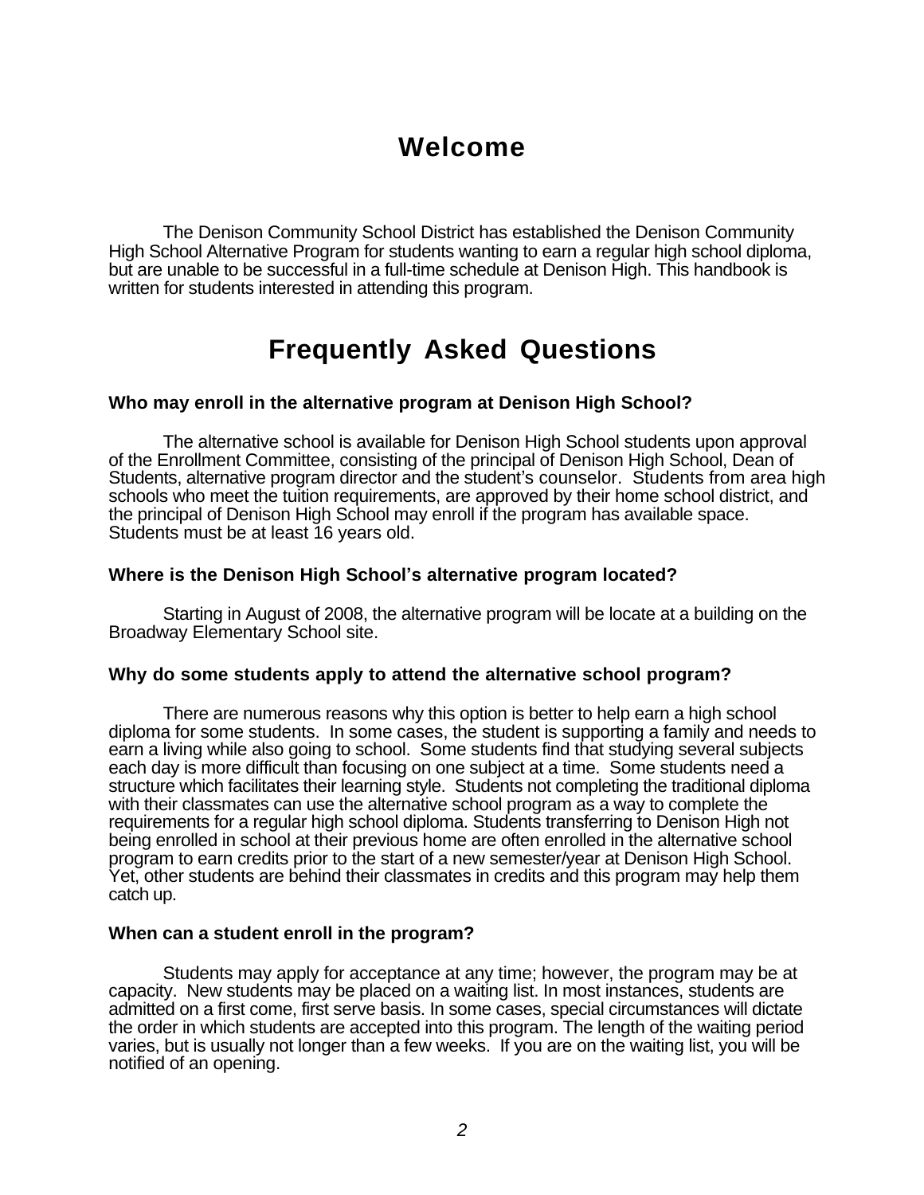# Welcome

The Denison Community School District has established the Denison Community High School Alternative Program for students wanting to earn a regular high school diploma, but are unable to be successful in a full-time schedule at Denison High. This handbook is written for students interested in attending this program.

# Frequently Asked Questions

### Who may enroll in the alternative program at Denison High School?

The alternative school is available for Denison High School students upon approval of the Enrollment Committee, consisting of the principal of Denison High School, Dean of Students, alternative program director and the student's counselor. Students from area high schools who meet the tuition requirements, are approved by their home school district, and the principal of Denison High School may enroll if the program has available space. Students must be at least 16 years old.

### Where is the Denison High School's alternative program located?

Starting in August of 2008, the alternative program will be locate at a building on the Broadway Elementary School site.

### Why do some students apply to attend the alternative school program?

There are numerous reasons why this option is better to help earn a high school diploma for some students. In some cases, the student is supporting a family and needs to earn a living while also going to school. Some students find that studying several subjects each day is more difficult than focusing on one subject at a time. Some students need a structure which facilitates their learning style. Students not completing the traditional diploma with their classmates can use the alternative school program as a way to complete the requirements for a regular high school diploma. Students transferring to Denison High not being enrolled in school at their previous home are often enrolled in the alternative school program to earn credits prior to the start of a new semester/year at Denison High School. Yet, other students are behind their classmates in credits and this program may help them catch up.

### When can a student enroll in the program?

Students may apply for acceptance at any time; however, the program may be at capacity. New students may be placed on a waiting list. In most instances, students are admitted on a first come, first serve basis. In some cases, special circumstances will dictate the order in which students are accepted into this program. The length of the waiting period varies, but is usually not longer than a few weeks. If you are on the waiting list, you will be notified of an opening.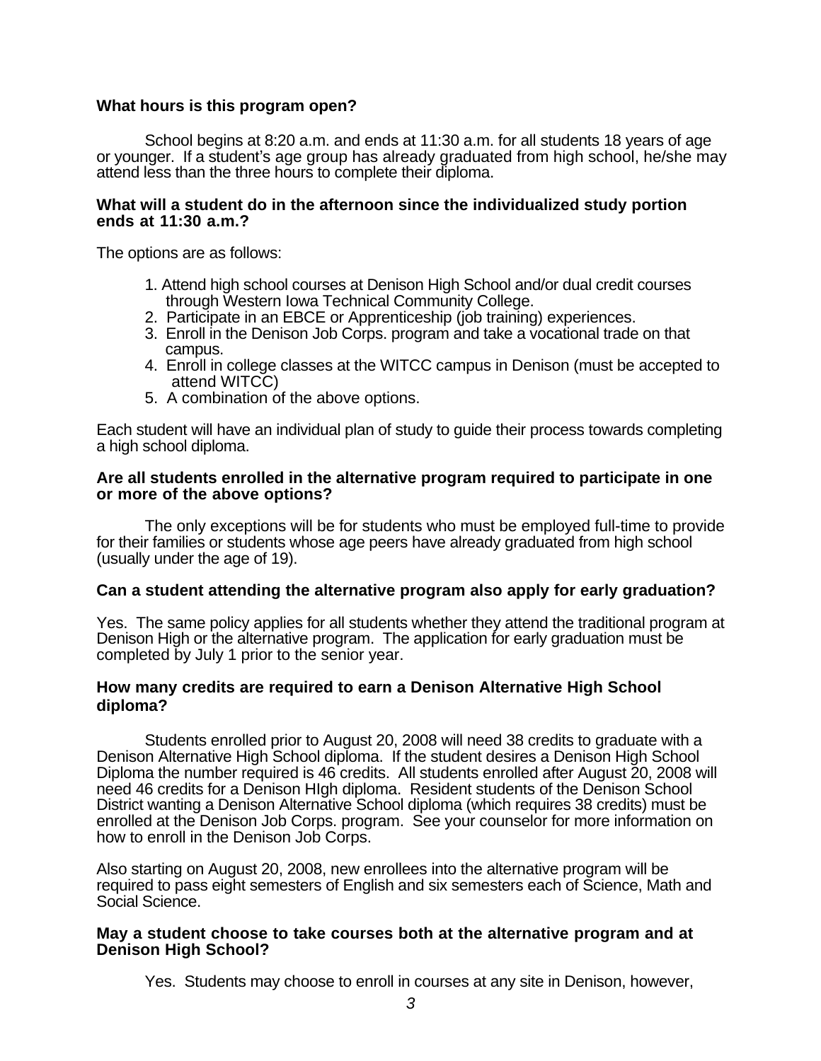**What hours is this program open?**

School begins at 8:20 a.m. and ends at 11:30 a.m. for all students 18 years of age or younger. If a student's age group has already graduated from high school, he/she may attend less than the three hours to complete their diploma.

**What will a student do in the afternoon since the individualized study portion ends at 11:30 a.m.?**

The options are as follows:

1. Attend high school courses at Denison High School and/or dual credit courses through Western Iowa Technical Community College.
2. Participate in an EBCE or Apprenticeship (job training) experiences.
3. Enroll in the Denison Job Corps. program and take a vocational trade on that campus.
4. Enroll in college classes at the WITCC campus in Denison (must be accepted to attend WITCC)
5. A combination of the above options.

Each student will have an individual plan of study to guide their process towards completing a high school diploma.

**Are all students enrolled in the alternative program required to participate in one or more of the above options?**

The only exceptions will be for students who must be employed full-time to provide for their families or students whose age peers have already graduated from high school (usually under the age of 19).

**Can a student attending the alternative program also apply for early graduation?**

Yes. The same policy applies for all students whether they attend the traditional program at Denison High or the alternative program. The application for early graduation must be completed by July 1 prior to the senior year.

**How many credits are required to earn a Denison Alternative High School diploma?**

Students enrolled prior to August 20, 2008 will need 38 credits to graduate with a Denison Alternative High School diploma. If the student desires a Denison High School Diploma the number required is 46 credits. All students enrolled after August 20, 2008 will need 46 credits for a Denison HIgh diploma. Resident students of the Denison School District wanting a Denison Alternative School diploma (which requires 38 credits) must be enrolled at the Denison Job Corps. program. See your counselor for more information on how to enroll in the Denison Job Corps.

Also starting on August 20, 2008, new enrollees into the alternative program will be required to pass eight semesters of English and six semesters each of Science, Math and Social Science.

**May a student choose to take courses both at the alternative program and at Denison High School?**

Yes. Students may choose to enroll in courses at any site in Denison, however,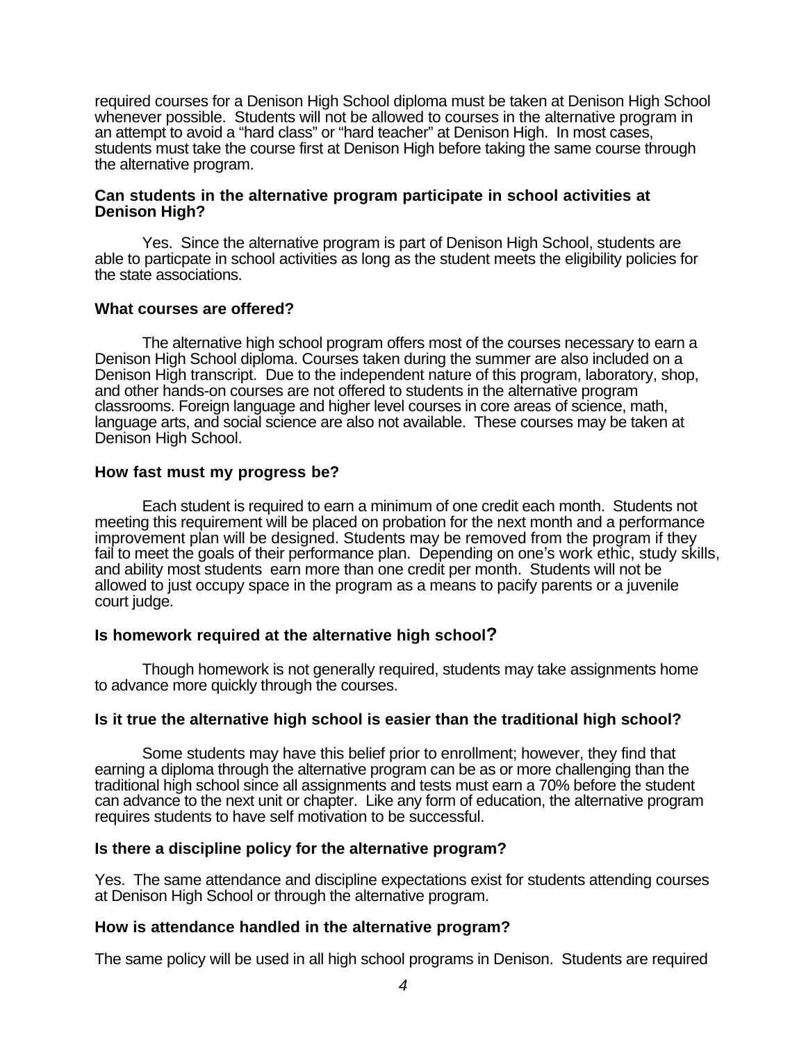required courses for a Denison High School diploma must be taken at Denison High School whenever possible. Students will not be allowed to courses in the alternative program in an attempt to avoid a "hard class" or "hard teacher" at Denison High. In most cases, students must take the course first at Denison High before taking the same course through the alternative program.

**Can students in the alternative program participate in school activities at Denison High?**

Yes. Since the alternative program is part of Denison High School, students are able to particpate in school activities as long as the student meets the eligibility policies for the state associations.

**What courses are offered?**

The alternative high school program offers most of the courses necessary to earn a Denison High School diploma. Courses taken during the summer are also included on a Denison High transcript. Due to the independent nature of this program, laboratory, shop, and other hands-on courses are not offered to students in the alternative program classrooms. Foreign language and higher level courses in core areas of science, math, language arts, and social science are also not available. These courses may be taken at Denison High School.

**How fast must my progress be?**

Each student is required to earn a minimum of one credit each month. Students not meeting this requirement will be placed on probation for the next month and a performance improvement plan will be designed. Students may be removed from the program if they fail to meet the goals of their performance plan. Depending on one's work ethic, study skills, and ability most students earn more than one credit per month. Students will not be allowed to just occupy space in the program as a means to pacify parents or a juvenile court judge.

**Is homework required at the alternative high school?**

Though homework is not generally required, students may take assignments home to advance more quickly through the courses.

**Is it true the alternative high school is easier than the traditional high school?**

Some students may have this belief prior to enrollment; however, they find that earning a diploma through the alternative program can be as or more challenging than the traditional high school since all assignments and tests must earn a 70% before the student can advance to the next unit or chapter. Like any form of education, the alternative program requires students to have self motivation to be successful.

**Is there a discipline policy for the alternative program?**

Yes. The same attendance and discipline expectations exist for students attending courses at Denison High School or through the alternative program.

**How is attendance handled in the alternative program?**

The same policy will be used in all high school programs in Denison. Students are required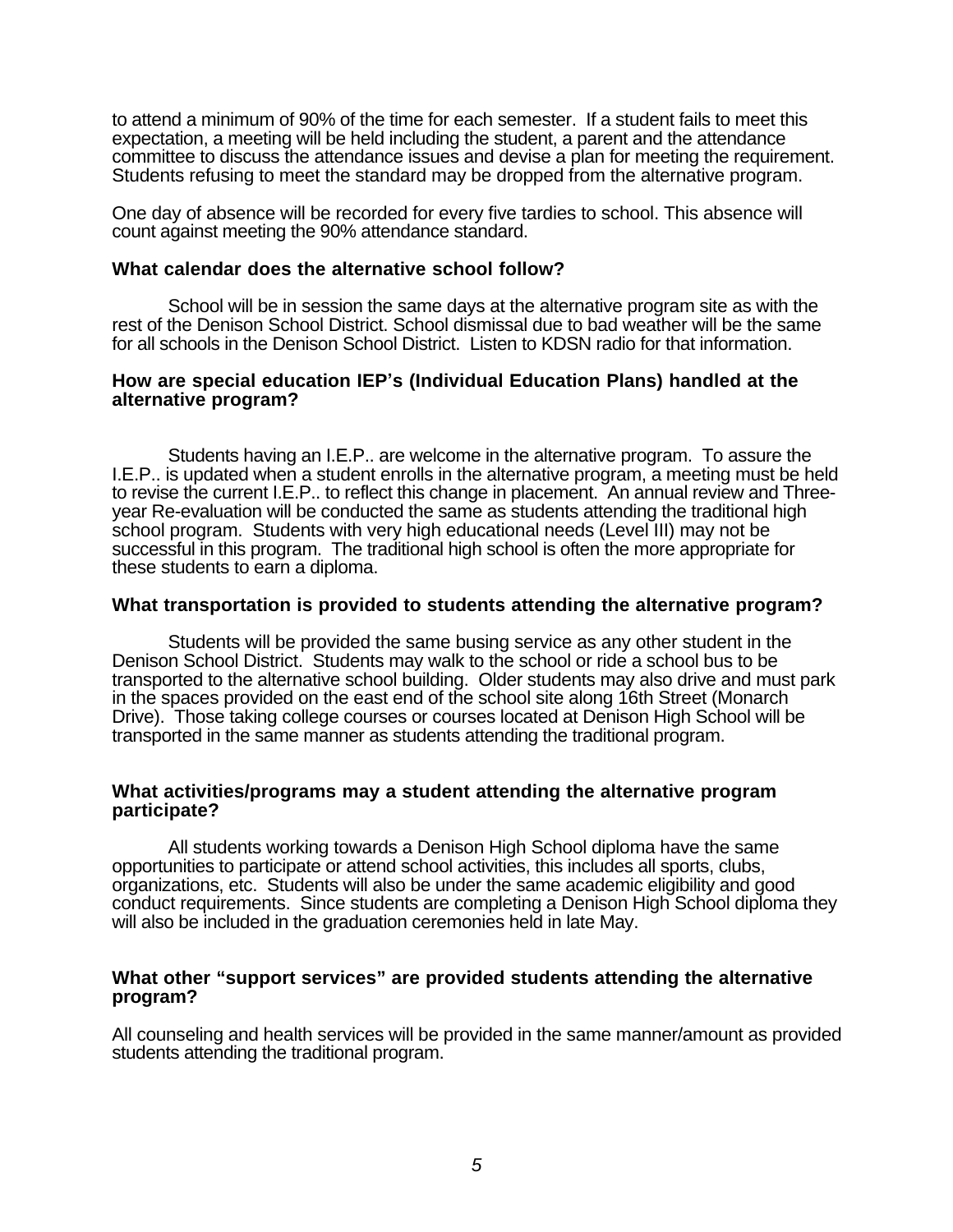to attend a minimum of 90% of the time for each semester. If a student fails to meet this expectation, a meeting will be held including the student, a parent and the attendance committee to discuss the attendance issues and devise a plan for meeting the requirement. Students refusing to meet the standard may be dropped from the alternative program.

One day of absence will be recorded for every five tardies to school. This absence will count against meeting the 90% attendance standard.

### What calendar does the alternative school follow?

School will be in session the same days at the alternative program site as with the rest of the Denison School District. School dismissal due to bad weather will be the same for all schools in the Denison School District. Listen to KDSN radio for that information.

### How are special education IEP's (Individual Education Plans) handled at the alternative program?

Students having an I.E.P.. are welcome in the alternative program. To assure the I.E.P.. is updated when a student enrolls in the alternative program, a meeting must be held to revise the current I.E.P.. to reflect this change in placement. An annual review and Three-year Re-evaluation will be conducted the same as students attending the traditional high school program. Students with very high educational needs (Level III) may not be successful in this program. The traditional high school is often the more appropriate for these students to earn a diploma.

### What transportation is provided to students attending the alternative program?

Students will be provided the same busing service as any other student in the Denison School District. Students may walk to the school or ride a school bus to be transported to the alternative school building. Older students may also drive and must park in the spaces provided on the east end of the school site along 16th Street (Monarch Drive). Those taking college courses or courses located at Denison High School will be transported in the same manner as students attending the traditional program.

### What activities/programs may a student attending the alternative program participate?

All students working towards a Denison High School diploma have the same opportunities to participate or attend school activities, this includes all sports, clubs, organizations, etc. Students will also be under the same academic eligibility and good conduct requirements. Since students are completing a Denison High School diploma they will also be included in the graduation ceremonies held in late May.

### What other "support services" are provided students attending the alternative program?

All counseling and health services will be provided in the same manner/amount as provided students attending the traditional program.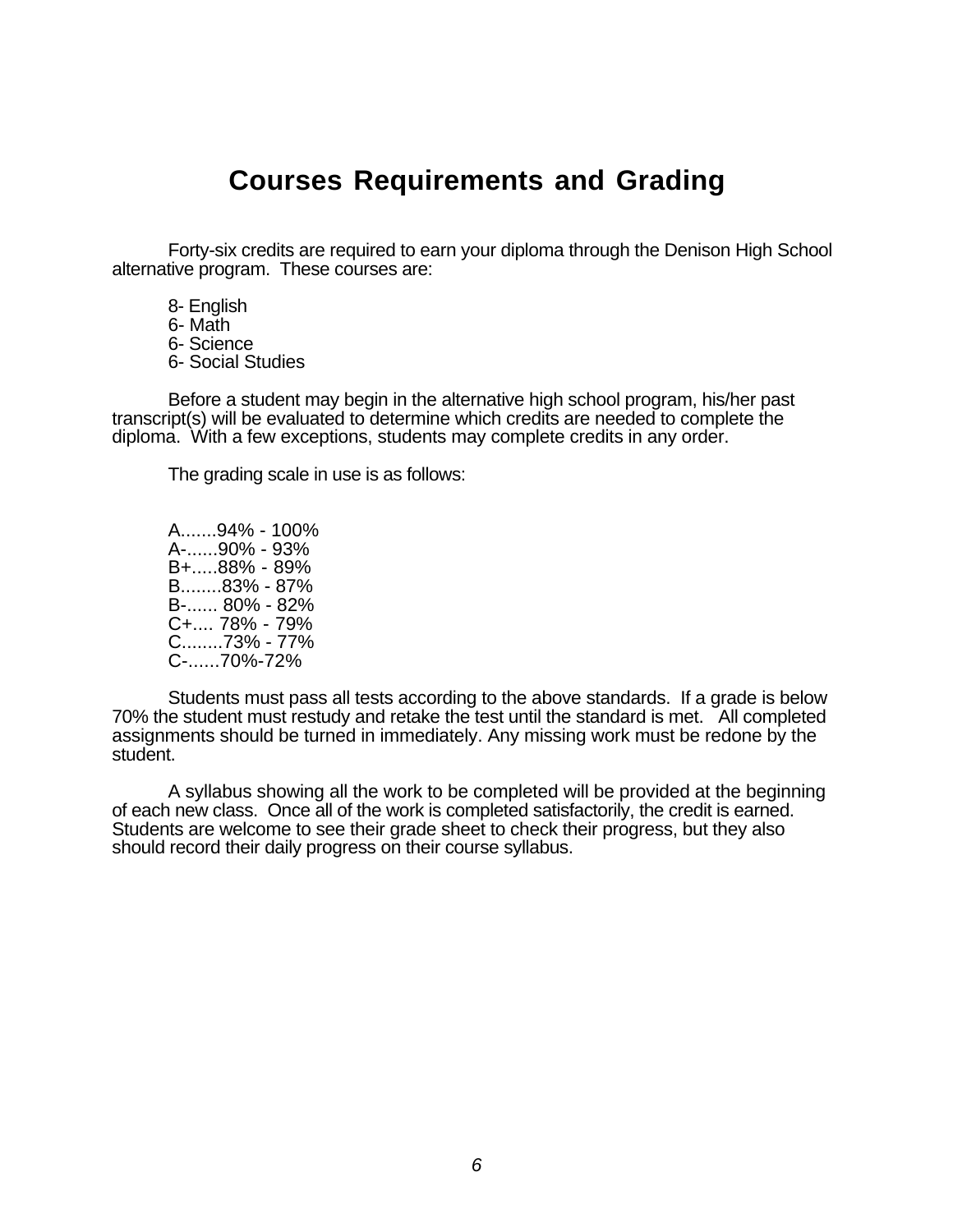# Courses Requirements and Grading

Forty-six credits are required to earn your diploma through the Denison High School alternative program. These courses are:

8- English
6- Math
6- Science
6- Social Studies

Before a student may begin in the alternative high school program, his/her past transcript(s) will be evaluated to determine which credits are needed to complete the diploma. With a few exceptions, students may complete credits in any order.

The grading scale in use is as follows:

A.......94% - 100%
A-......90% - 93%
B+.....88% - 89%
B........83% - 87%
B-...... 80% - 82%
C+.... 78% - 79%
C........73% - 77%
C-......70%-72%

Students must pass all tests according to the above standards. If a grade is below 70% the student must restudy and retake the test until the standard is met. All completed assignments should be turned in immediately. Any missing work must be redone by the student.

A syllabus showing all the work to be completed will be provided at the beginning of each new class. Once all of the work is completed satisfactorily, the credit is earned. Students are welcome to see their grade sheet to check their progress, but they also should record their daily progress on their course syllabus.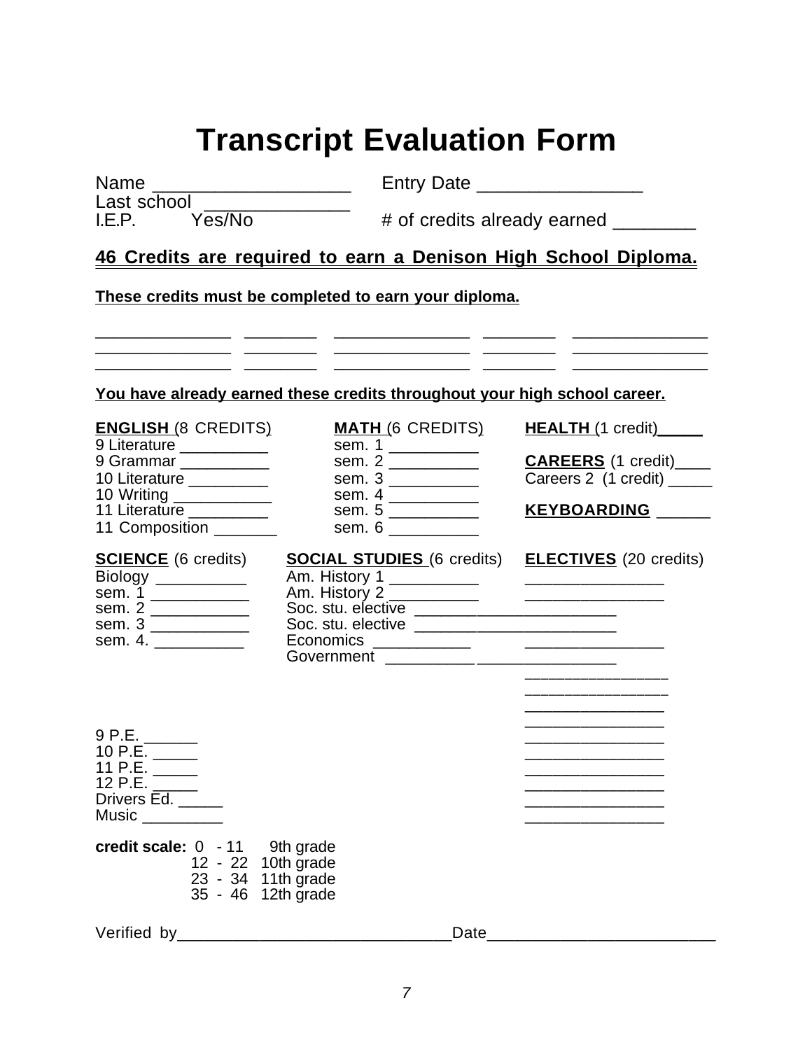# Transcript Evaluation Form

Name ___________________ Entry Date _______________

Last school _____________

I.E.P. Yes/No # of credits already earned ________

**46 Credits are required to earn a Denison High School Diploma.**

**These credits must be completed to earn your diploma.**

______________ ________ ______________ ________ ______________
______________ ________ ______________ ________ ______________
______________ ________ ______________ ________ ______________

**You have already earned these credits throughout your high school career.**

**ENGLISH** (8 CREDITS)
9 Literature __________
9 Grammar __________
10 Literature _________
10 Writing ___________
11 Literature _________
11 Composition _______

**MATH** (6 CREDITS)
sem. 1 __________
sem. 2 __________
sem. 3 __________
sem. 4 __________
sem. 5 __________
sem. 6 __________

**HEALTH** (1 credit)_____

**CAREERS** (1 credit)____
Careers 2 (1 credit) _____

**KEYBOARDING** ______

**SCIENCE** (6 credits)
Biology __________
sem. 1 ___________
sem. 2 ___________
sem. 3 ___________
sem. 4. __________

**SOCIAL STUDIES** (6 credits)
Am. History 1 __________
Am. History 2 __________
Soc. stu. elective ______________________
Soc. stu. elective ______________________
Economics ___________
Government __________

**ELECTIVES** (20 credits)
_______________
_______________
_______________
_______________
_______________
_______________
_______________
_______________
_______________
_______________
_______________
_______________
_______________
_______________
_______________

9 P.E. ______
10 P.E. _____
11 P.E. _____
12 P.E. _____
Drivers Ed. _____
Music _________

**credit scale:**
0 - 11 9th grade
12 - 22 10th grade
23 - 34 11th grade
35 - 46 12th grade

Verified by______________________________Date_________________________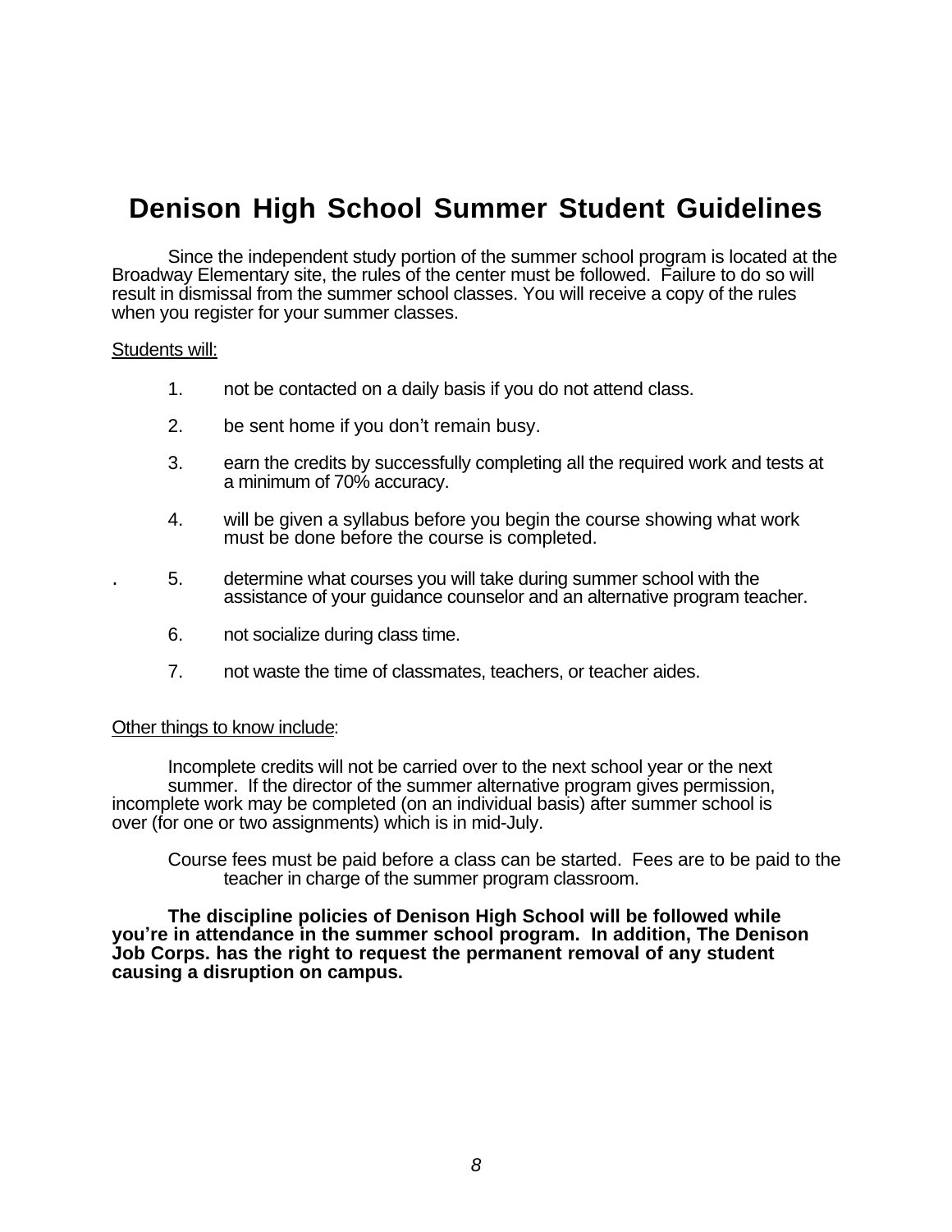# Denison High School Summer Student Guidelines

Since the independent study portion of the summer school program is located at the Broadway Elementary site, the rules of the center must be followed. Failure to do so will result in dismissal from the summer school classes. You will receive a copy of the rules when you register for your summer classes.

Students will:

1. not be contacted on a daily basis if you do not attend class.
2. be sent home if you don't remain busy.
3. earn the credits by successfully completing all the required work and tests at a minimum of 70% accuracy.
4. will be given a syllabus before you begin the course showing what work must be done before the course is completed.
5. determine what courses you will take during summer school with the assistance of your guidance counselor and an alternative program teacher.
6. not socialize during class time.
7. not waste the time of classmates, teachers, or teacher aides.

Other things to know include:

Incomplete credits will not be carried over to the next school year or the next summer. If the director of the summer alternative program gives permission, incomplete work may be completed (on an individual basis) after summer school is over (for one or two assignments) which is in mid-July.

Course fees must be paid before a class can be started. Fees are to be paid to the teacher in charge of the summer program classroom.

**The discipline policies of Denison High School will be followed while you're in attendance in the summer school program. In addition, The Denison Job Corps. has the right to request the permanent removal of any student causing a disruption on campus.**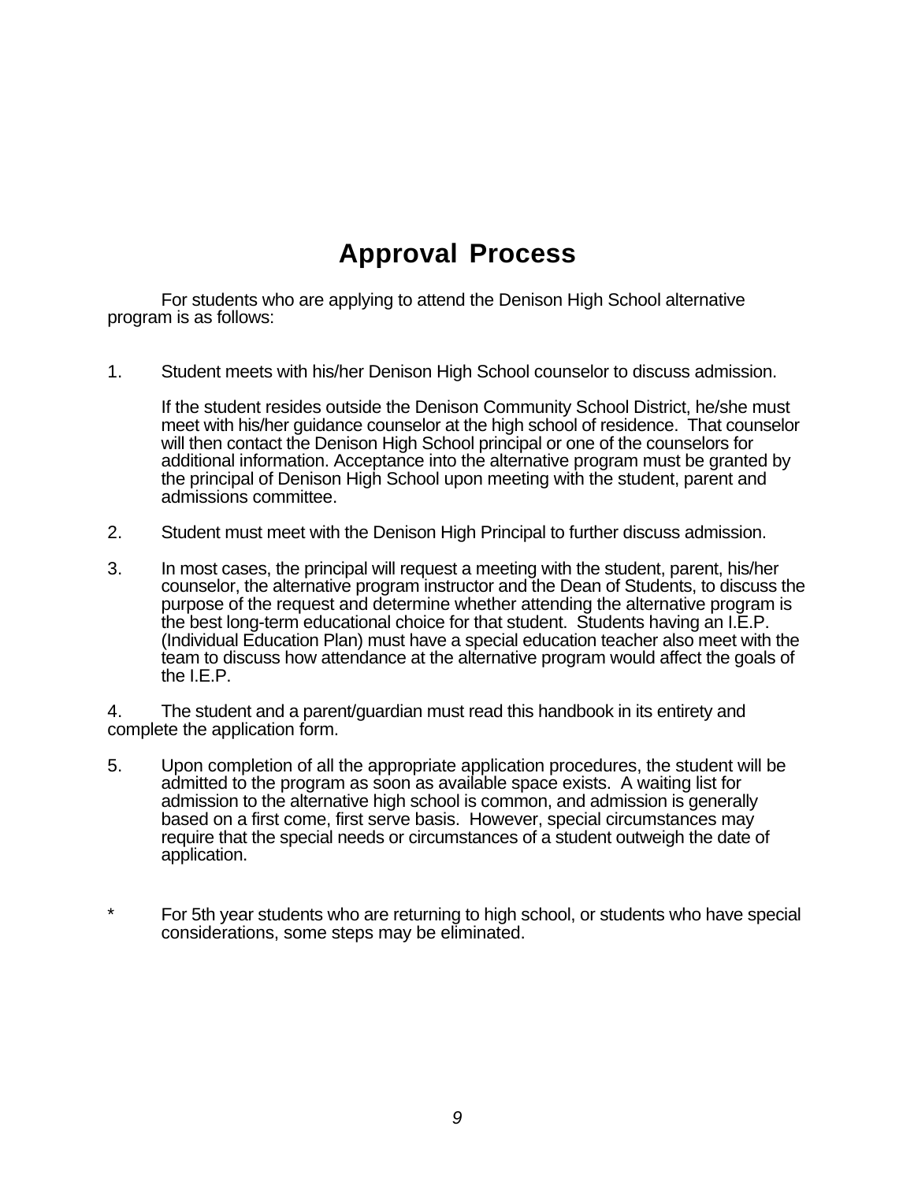# Approval Process

For students who are applying to attend the Denison High School alternative program is as follows:

1. Student meets with his/her Denison High School counselor to discuss admission.

   If the student resides outside the Denison Community School District, he/she must meet with his/her guidance counselor at the high school of residence. That counselor will then contact the Denison High School principal or one of the counselors for additional information. Acceptance into the alternative program must be granted by the principal of Denison High School upon meeting with the student, parent and admissions committee.

2. Student must meet with the Denison High Principal to further discuss admission.

3. In most cases, the principal will request a meeting with the student, parent, his/her counselor, the alternative program instructor and the Dean of Students, to discuss the purpose of the request and determine whether attending the alternative program is the best long-term educational choice for that student. Students having an I.E.P. (Individual Education Plan) must have a special education teacher also meet with the team to discuss how attendance at the alternative program would affect the goals of the I.E.P.

4. The student and a parent/guardian must read this handbook in its entirety and complete the application form.

5. Upon completion of all the appropriate application procedures, the student will be admitted to the program as soon as available space exists. A waiting list for admission to the alternative high school is common, and admission is generally based on a first come, first serve basis. However, special circumstances may require that the special needs or circumstances of a student outweigh the date of application.

\* For 5th year students who are returning to high school, or students who have special considerations, some steps may be eliminated.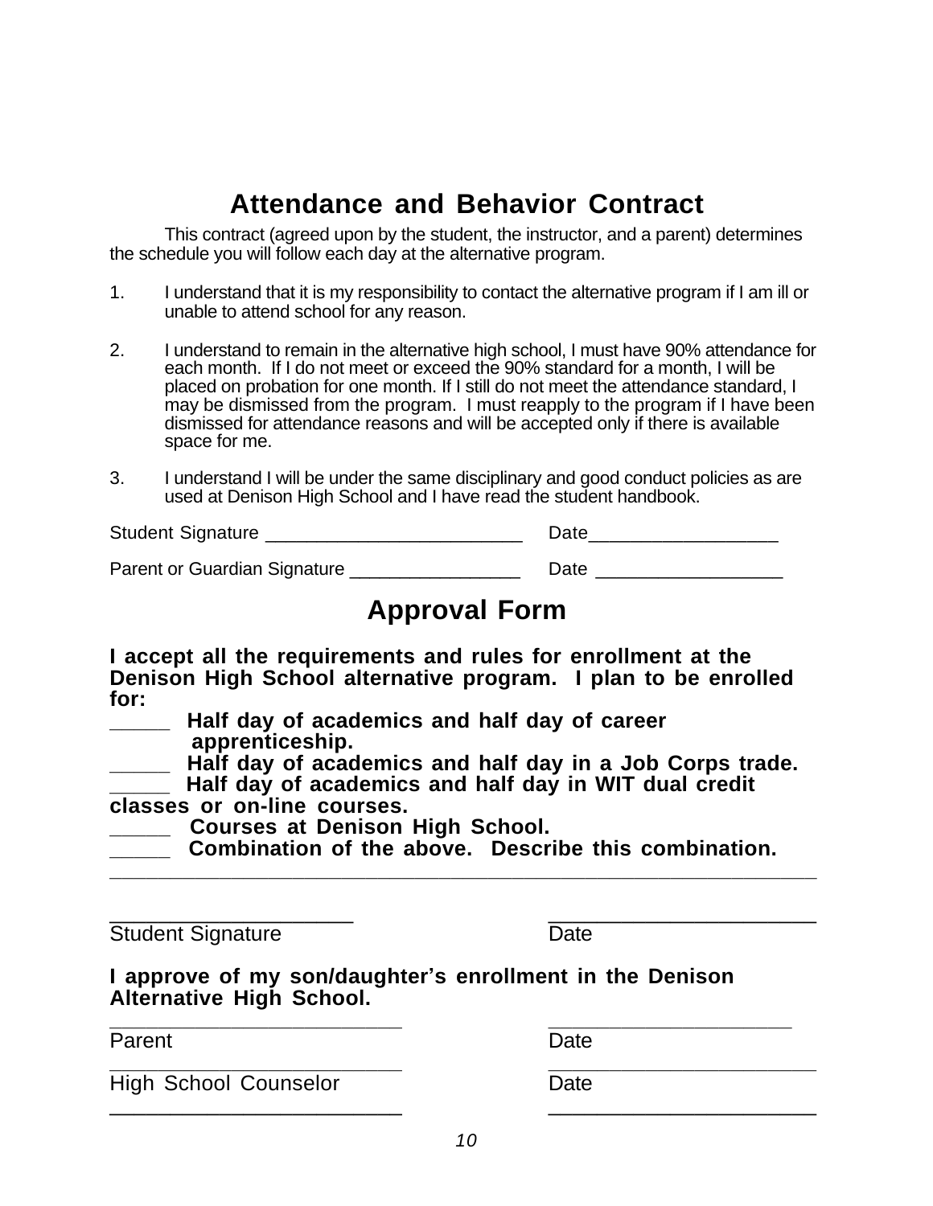## Attendance and Behavior Contract

This contract (agreed upon by the student, the instructor, and a parent) determines the schedule you will follow each day at the alternative program.

1. I understand that it is my responsibility to contact the alternative program if I am ill or unable to attend school for any reason.

2. I understand to remain in the alternative high school, I must have 90% attendance for each month. If I do not meet or exceed the 90% standard for a month, I will be placed on probation for one month. If I still do not meet the attendance standard, I may be dismissed from the program. I must reapply to the program if I have been dismissed for attendance reasons and will be accepted only if there is available space for me.

3. I understand I will be under the same disciplinary and good conduct policies as are used at Denison High School and I have read the student handbook.

Student Signature _________________________ Date__________________

Parent or Guardian Signature ________________ Date _________________

## Approval Form

**I accept all the requirements and rules for enrollment at the Denison High School alternative program. I plan to be enrolled for:**

**_____ Half day of academics and half day of career apprenticeship.**
**_____ Half day of academics and half day in a Job Corps trade.**
**_____ Half day of academics and half day in WIT dual credit classes or on-line courses.**
**_____ Courses at Denison High School.**
**_____ Combination of the above. Describe this combination.**
_______________________________________________________________

_____________________ _______________________
Student Signature Date

**I approve of my son/daughter's enrollment in the Denison Alternative High School.**

_________________________ _____________________
Parent Date

_________________________ _______________________
High School Counselor Date

_________________________ _______________________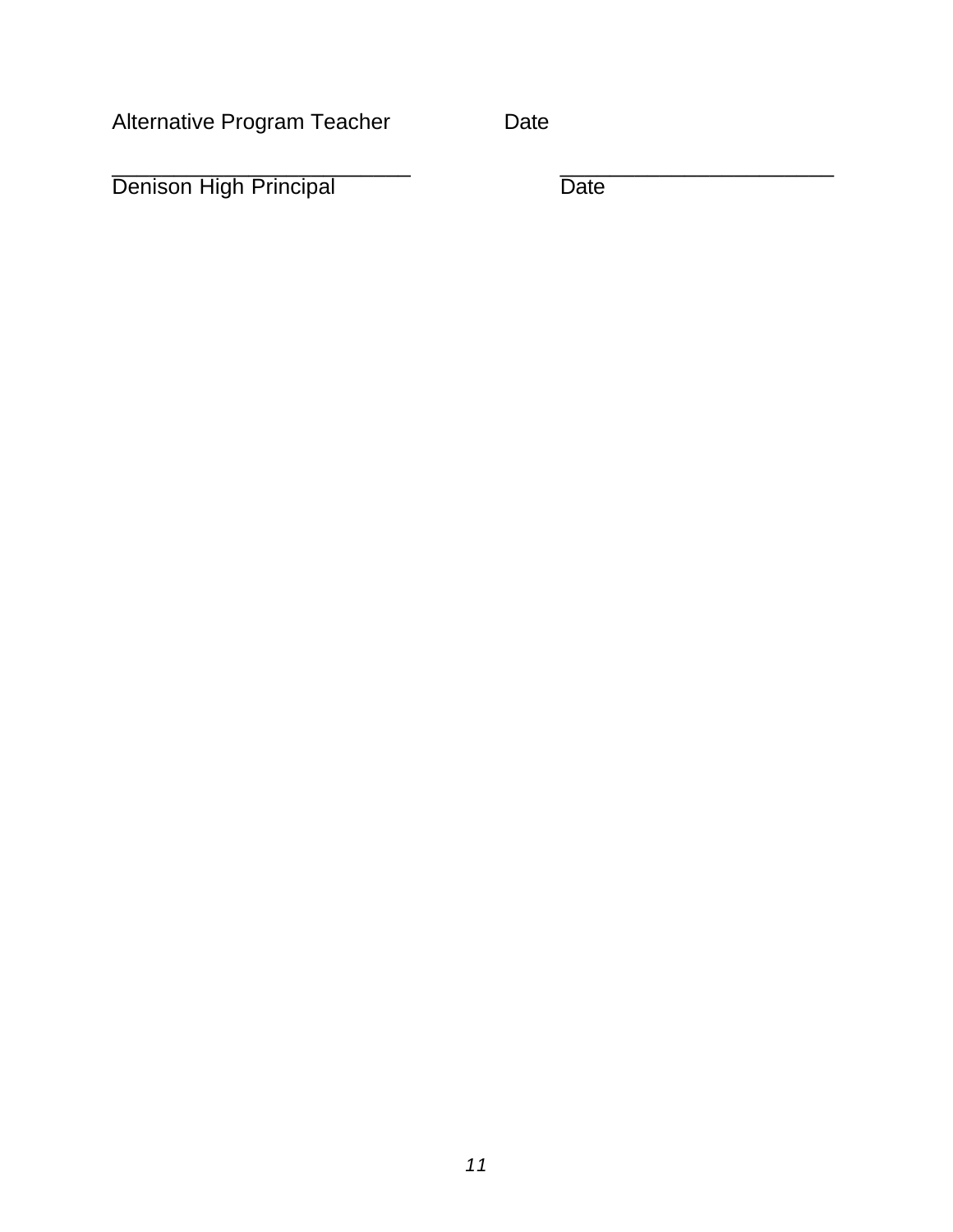Alternative Program Teacher　　　　　Date

\_\_\_\_\_\_\_\_\_\_\_\_\_\_\_\_\_\_\_\_\_\_\_\_\_\_　　　　　\_\_\_\_\_\_\_\_\_\_\_\_\_\_\_\_\_\_\_\_\_\_\_\_

Denison High Principal　　　　　Date